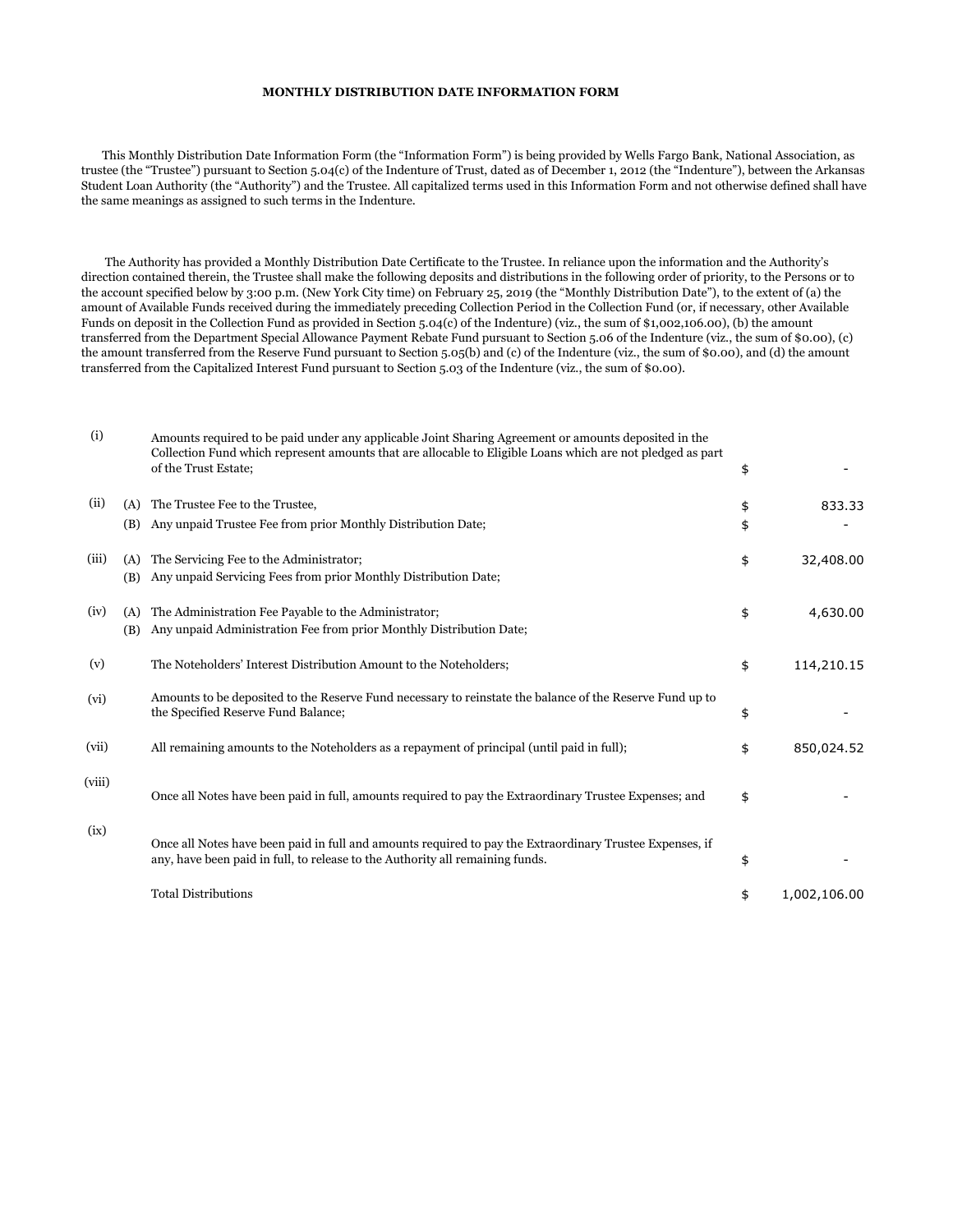**MONTHLY DISTRIBUTION DATE INFORMATION FORM**

This Monthly Distribution Date Information Form (the "Information Form") is being provided by Wells Fargo Bank, National Association, as trustee (the "Trustee") pursuant to Section 5.04(c) of the Indenture of Trust, dated as of December 1, 2012 (the "Indenture"), between the Arkansas Student Loan Authority (the "Authority") and the Trustee. All capitalized terms used in this Information Form and not otherwise defined shall have the same meanings as assigned to such terms in the Indenture.

The Authority has provided a Monthly Distribution Date Certificate to the Trustee. In reliance upon the information and the Authority's direction contained therein, the Trustee shall make the following deposits and distributions in the following order of priority, to the Persons or to the account specified below by 3:00 p.m. (New York City time) on February 25, 2019 (the "Monthly Distribution Date"), to the extent of (a) the amount of Available Funds received during the immediately preceding Collection Period in the Collection Fund (or, if necessary, other Available Funds on deposit in the Collection Fund as provided in Section 5.04(c) of the Indenture) (viz., the sum of $1,002,106.00), (b) the amount transferred from the Department Special Allowance Payment Rebate Fund pursuant to Section 5.06 of the Indenture (viz., the sum of $0.00), (c) the amount transferred from the Reserve Fund pursuant to Section 5.05(b) and (c) of the Indenture (viz., the sum of $0.00), and (d) the amount transferred from the Capitalized Interest Fund pursuant to Section 5.03 of the Indenture (viz., the sum of $0.00).

| | | | | |
|---|---|---|---|---|
| (i) | | Amounts required to be paid under any applicable Joint Sharing Agreement or amounts deposited in the Collection Fund which represent amounts that are allocable to Eligible Loans which are not pledged as part of the Trust Estate; | $ | - |
| (ii) | (A) | The Trustee Fee to the Trustee, | $ | 833.33 |
| | (B) | Any unpaid Trustee Fee from prior Monthly Distribution Date; | $ | - |
| (iii) | (A) | The Servicing Fee to the Administrator; | $ | 32,408.00 |
| | (B) | Any unpaid Servicing Fees from prior Monthly Distribution Date; | | |
| (iv) | (A) | The Administration Fee Payable to the Administrator; | $ | 4,630.00 |
| | (B) | Any unpaid Administration Fee from prior Monthly Distribution Date; | | |
| (v) | | The Noteholders' Interest Distribution Amount to the Noteholders; | $ | 114,210.15 |
| (vi) | | Amounts to be deposited to the Reserve Fund necessary to reinstate the balance of the Reserve Fund up to the Specified Reserve Fund Balance; | $ | - |
| (vii) | | All remaining amounts to the Noteholders as a repayment of principal (until paid in full); | $ | 850,024.52 |
| (viii) | | Once all Notes have been paid in full, amounts required to pay the Extraordinary Trustee Expenses; and | $ | - |
| (ix) | | Once all Notes have been paid in full and amounts required to pay the Extraordinary Trustee Expenses, if any, have been paid in full, to release to the Authority all remaining funds. | $ | - |
| | | Total Distributions | $ | 1,002,106.00 |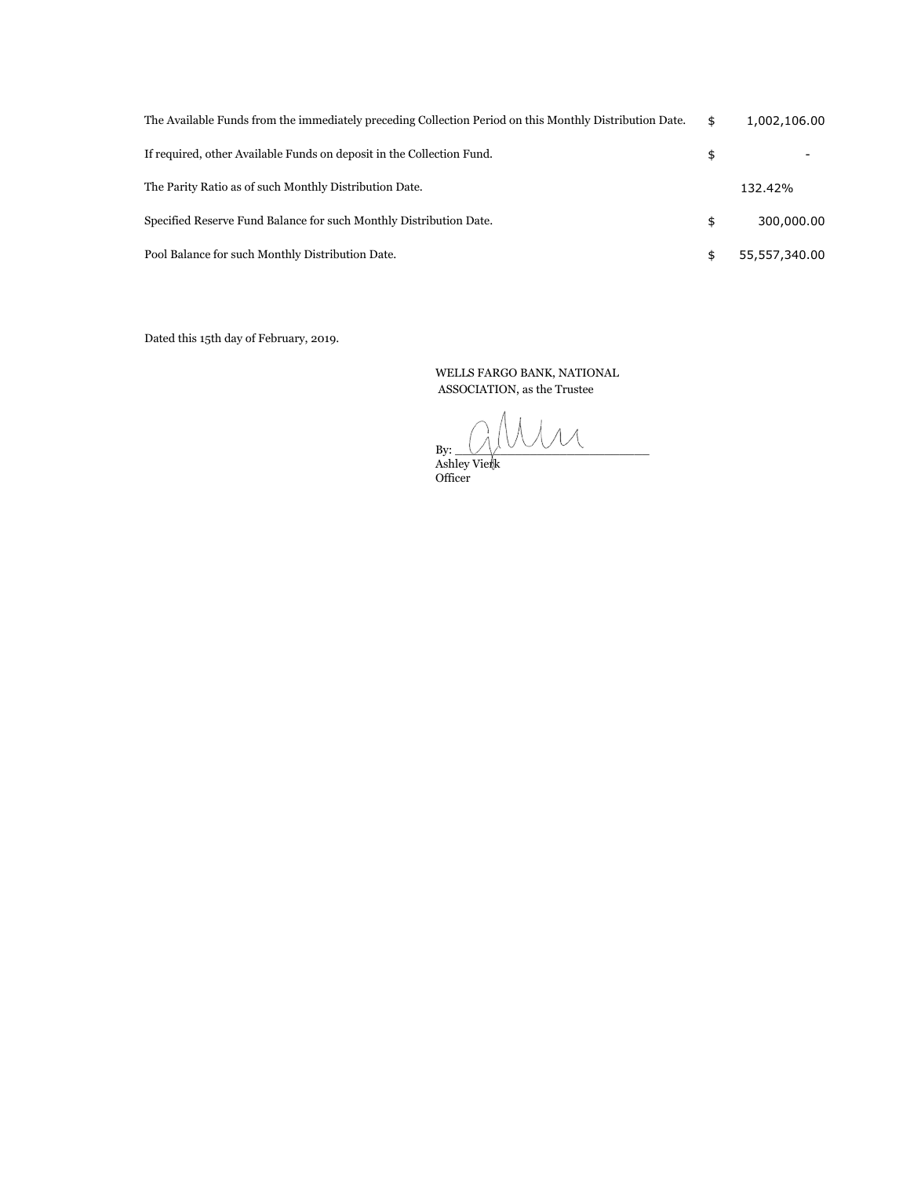| | | |
|---|---|---|
| The Available Funds from the immediately preceding Collection Period on this Monthly Distribution Date. | $ | 1,002,106.00 |
| If required, other Available Funds on deposit in the Collection Fund. | $ | - |
| The Parity Ratio as of such Monthly Distribution Date. | | 132.42% |
| Specified Reserve Fund Balance for such Monthly Distribution Date. | $ | 300,000.00 |
| Pool Balance for such Monthly Distribution Date. | $ | 55,557,340.00 |

Dated this 15th day of February, 2019.

WELLS FARGO BANK, NATIONAL ASSOCIATION, as the Trustee

By: ____________________________

Ashley Vierk

Officer